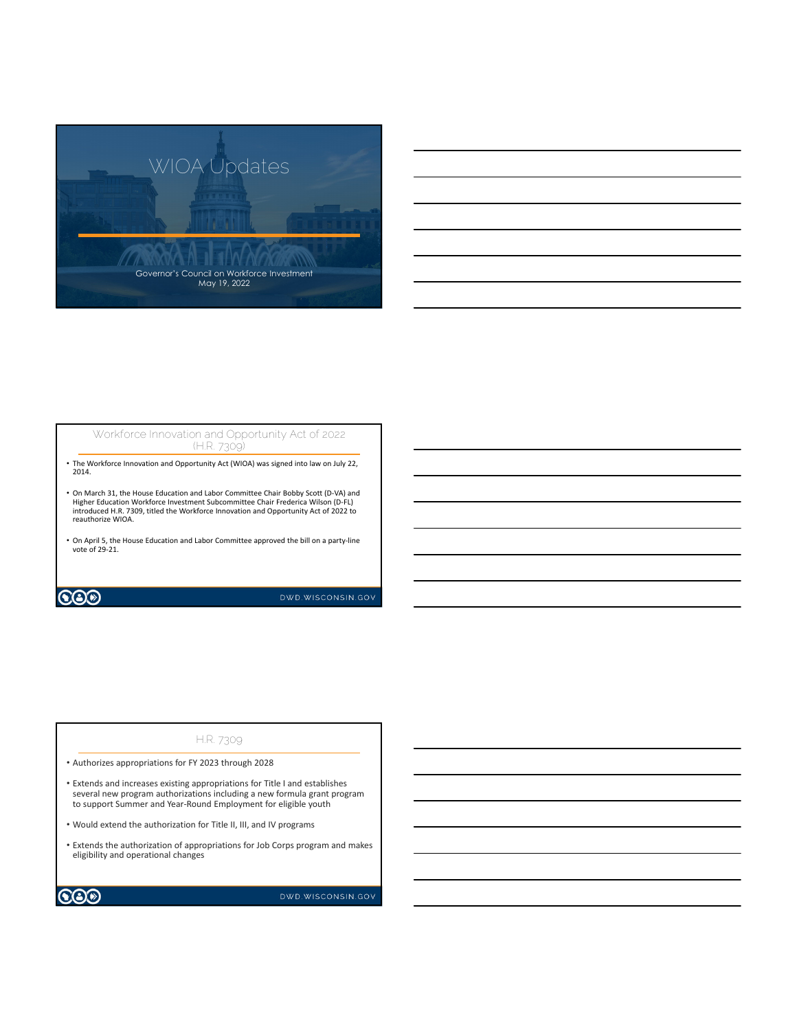# WIOA Updates

Governor's Council on Workforce Investment
May 19, 2022

## Workforce Innovation and Opportunity Act of 2022 (H.R. 7309)

- The Workforce Innovation and Opportunity Act (WIOA) was signed into law on July 22, 2014.
- On March 31, the House Education and Labor Committee Chair Bobby Scott (D-VA) and Higher Education Workforce Investment Subcommittee Chair Frederica Wilson (D-FL) introduced H.R. 7309, titled the Workforce Innovation and Opportunity Act of 2022 to reauthorize WIOA.
- On April 5, the House Education and Labor Committee approved the bill on a party-line vote of 29-21.

DWD.WISCONSIN.GOV

## H.R. 7309

- Authorizes appropriations for FY 2023 through 2028
- Extends and increases existing appropriations for Title I and establishes several new program authorizations including a new formula grant program to support Summer and Year-Round Employment for eligible youth
- Would extend the authorization for Title II, III, and IV programs
- Extends the authorization of appropriations for Job Corps program and makes eligibility and operational changes

DWD.WISCONSIN.GOV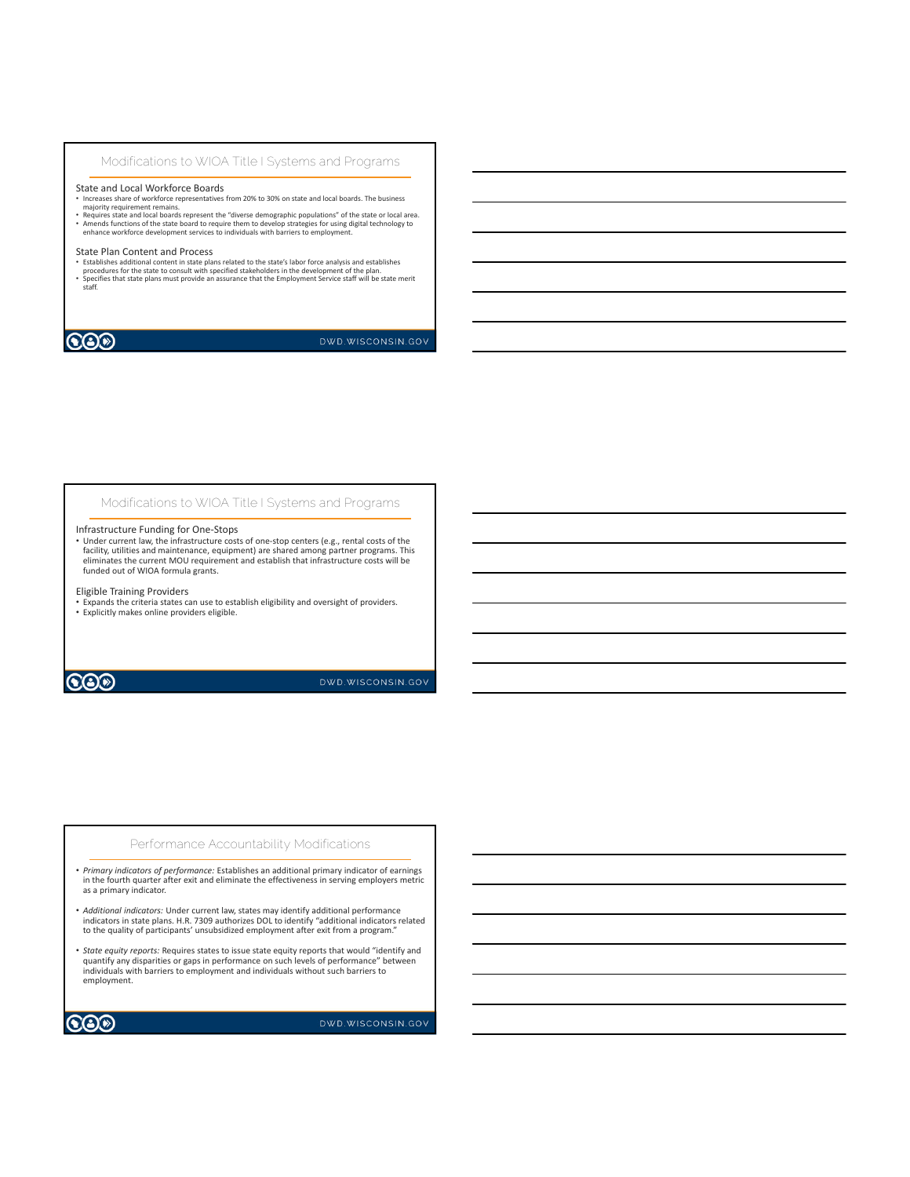## Modifications to WIOA Title I Systems and Programs

### State and Local Workforce Boards

- Increases share of workforce representatives from 20% to 30% on state and local boards. The business majority requirement remains.
- Requires state and local boards represent the "diverse demographic populations" of the state or local area.
- Amends functions of the state board to require them to develop strategies for using digital technology to enhance workforce development services to individuals with barriers to employment.

### State Plan Content and Process

- Establishes additional content in state plans related to the state's labor force analysis and establishes procedures for the state to consult with specified stakeholders in the development of the plan.
- Specifies that state plans must provide an assurance that the Employment Service staff will be state merit staff.

## Modifications to WIOA Title I Systems and Programs

### Infrastructure Funding for One-Stops

- Under current law, the infrastructure costs of one-stop centers (e.g., rental costs of the facility, utilities and maintenance, equipment) are shared among partner programs. This eliminates the current MOU requirement and establish that infrastructure costs will be funded out of WIOA formula grants.

### Eligible Training Providers

- Expands the criteria states can use to establish eligibility and oversight of providers.
- Explicitly makes online providers eligible.

## Performance Accountability Modifications

- *Primary indicators of performance:* Establishes an additional primary indicator of earnings in the fourth quarter after exit and eliminate the effectiveness in serving employers metric as a primary indicator.
- *Additional indicators:* Under current law, states may identify additional performance indicators in state plans. H.R. 7309 authorizes DOL to identify "additional indicators related to the quality of participants' unsubsidized employment after exit from a program."
- *State equity reports:* Requires states to issue state equity reports that would "identify and quantify any disparities or gaps in performance on such levels of performance" between individuals with barriers to employment and individuals without such barriers to employment.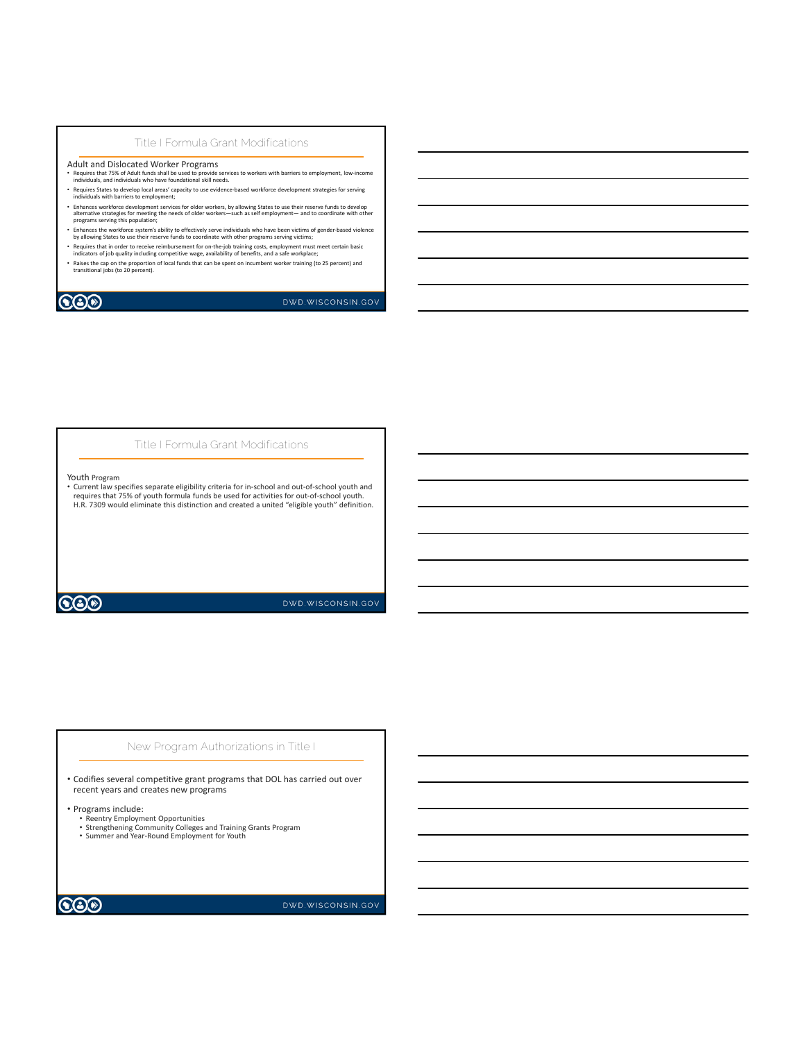## Title I Formula Grant Modifications

### Adult and Dislocated Worker Programs

- Requires that 75% of Adult funds shall be used to provide services to workers with barriers to employment, low-income individuals, and individuals who have foundational skill needs.
- Requires States to develop local areas' capacity to use evidence-based workforce development strategies for serving individuals with barriers to employment;
- Enhances workforce development services for older workers, by allowing States to use their reserve funds to develop alternative strategies for meeting the needs of older workers—such as self employment— and to coordinate with other programs serving this population;
- Enhances the workforce system's ability to effectively serve individuals who have been victims of gender-based violence by allowing States to use their reserve funds to coordinate with other programs serving victims;
- Requires that in order to receive reimbursement for on-the-job training costs, employment must meet certain basic indicators of job quality including competitive wage, availability of benefits, and a safe workplace;
- Raises the cap on the proportion of local funds that can be spent on incumbent worker training (to 25 percent) and transitional jobs (to 20 percent).

DWD.WISCONSIN.GOV

## Title I Formula Grant Modifications

### Youth Program

- Current law specifies separate eligibility criteria for in-school and out-of-school youth and requires that 75% of youth formula funds be used for activities for out-of-school youth. H.R. 7309 would eliminate this distinction and created a united "eligible youth" definition.

DWD.WISCONSIN.GOV

## New Program Authorizations in Title I

- Codifies several competitive grant programs that DOL has carried out over recent years and creates new programs
- Programs include:
  - Reentry Employment Opportunities
  - Strengthening Community Colleges and Training Grants Program
  - Summer and Year-Round Employment for Youth

DWD.WISCONSIN.GOV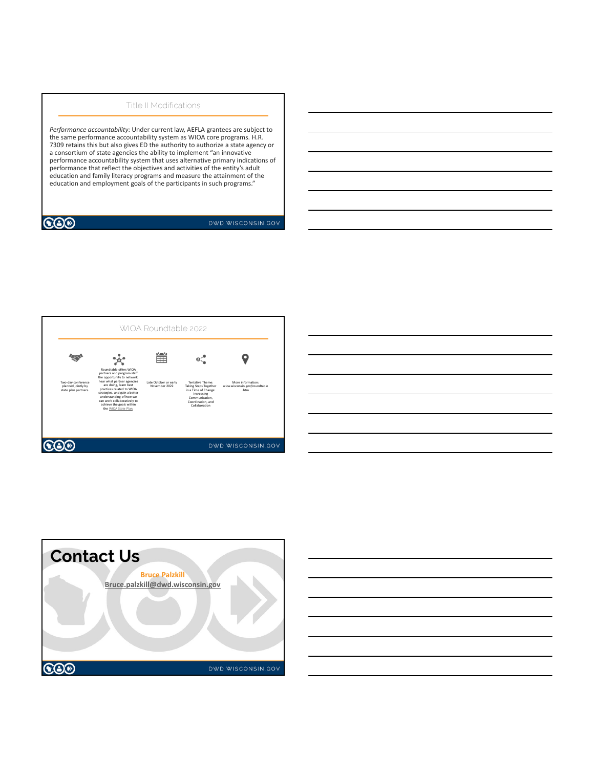## Title II Modifications

*Performance accountability:* Under current law, AEFLA grantees are subject to the same performance accountability system as WIOA core programs. H.R. 7309 retains this but also gives ED the authority to authorize a state agency or a consortium of state agencies the ability to implement "an innovative performance accountability system that uses alternative primary indications of performance that reflect the objectives and activities of the entity's adult education and family literacy programs and measure the attainment of the education and employment goals of the participants in such programs."

DWD.WISCONSIN.GOV

## WIOA Roundtable 2022

- Two-day conference planned jointly by state plan partners.
- Roundtable offers WIOA partners and program staff the opportunity to network, hear what partner agencies are doing, learn best practices related to WIOA strategies, and gain a better understanding of how we can work collaboratively to achieve the goals within the WIOA State Plans
- Late October or early November 2022
- Tentative Theme: Taking Steps Together in a Time of Change: Increasing Communication, Coordination, and Collaboration
- More information: wioa.wisconsin.gov/roundtable.htm

DWD.WISCONSIN.GOV

## Contact Us

**Bruce Palzkill**

**Bruce.palzkill@dwd.wisconsin.gov**

DWD.WISCONSIN.GOV